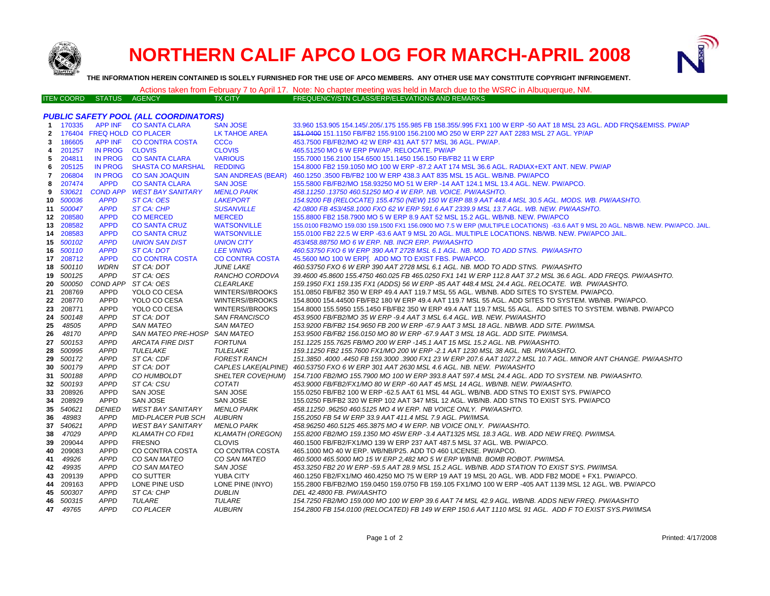# NORTHERN CALIF APCO LOG FOR MARCH-APRIL 2008

**THE INFORMATION HEREIN CONTAINED IS SOLELY FURNISHED FOR THE USE OF APCO MEMBERS. ANY OTHER USE MAY CONSTITUTE COPYRIGHT INFRINGEMENT.**

Actions taken from February 7 to April 17. Note: No chapter meeting was held in March due to the WSRC in Albuquerque, NM.

### PUBLIC SAFETY POOL (ALL COORDINATORS)

| ITEM | COORD | STATUS | AGENCY | TX CITY | FREQUENCY/STN CLASS/ERP/ELEVATIONS AND REMARKS |
|---|---|---|---|---|---|
| 1 | 170335 | APP INF | CO SANTA CLARA | SAN JOSE | 33.960 153.905 154.145/.205/.175 155.985 FB 158.355/.995 FX1 100 W ERP -50 AAT 18 MSL 23 AGL. ADD FRQS&EMISS. PW/AP |
| 2 | 176404 | FREQ HOLD | CO PLACER | LK TAHOE AREA | ~~151.0400~~ 151.1150 FB/FB2 155.9100 156.2100 MO 250 W ERP 227 AAT 2283 MSL 27 AGL. YP/AP |
| 3 | 186605 | APP INF | CO CONTRA COSTA | CCCo | 453.7500 FB/FB2/MO 42 W ERP 431 AAT 577 MSL 36 AGL. PW/AP. |
| 4 | 201257 | IN PROG | CLOVIS | CLOVIS | 465.51250 MO 6 W ERP PW/AP. RELOCATE. PW/AP |
| 5 | 204811 | IN PROG | CO SANTA CLARA | VARIOUS | 155.7000 156.2100 154.6500 151.1450 156.150 FB/FB2 11 W ERP |
| 6 | 205125 | IN PROG | SHASTA CO MARSHAL | REDDING | 154.8000 FB2 159.1050 MO 100 W ERP -87.2 AAT 174 MSL 36.6 AGL. RADIAX+EXT ANT. NEW. PW/AP |
| 7 | 206804 | IN PROG | CO SAN JOAQUIN | SAN ANDREAS (BEAR) | 460.1250 .3500 FB/FB2 100 W ERP 438.3 AAT 835 MSL 15 AGL. WB/NB. PW/APCO |
| 8 | 207474 | APPD | CO SANTA CLARA | SAN JOSE | 155.5800 FB/FB2/MO 158.93250 MO 51 W ERP -14 AAT 124.1 MSL 13.4 AGL. NEW. PW/APCO. |
| 9 | *530621* | *COND APP* | *WEST BAY SANITARY* | *MENLO PARK* | *458.11250 .13750 460.51250 MO 4 W ERP. NB. VOICE. PW/AASHTO.* |
| 10 | *500036* | *APPD* | *ST CA: OES* | *LAKEPORT* | *154.9200 FB (RELOCATE) 155.4750 (NEW) 150 W ERP 88.9 AAT 448.4 MSL 30.5 AGL. MODS. WB. PW/AASHTO.* |
| 11 | *500047* | *APPD* | *ST CA: CHP* | *SUSANVILLE* | *42.0800 FB 453/458.1000 FXO 62 W ERP 591.6 AAT 2339.9 MSL 13.7 AGL. WB. NEW. PW/AASHTO.* |
| 12 | 208580 | APPD | CO MERCED | MERCED | 155.8800 FB2 158.7900 MO 5 W ERP 8.9 AAT 52 MSL 15.2 AGL. WB/NB. NEW. PW/APCO |
| 13 | 208582 | APPD | CO SANTA CRUZ | WATSONVILLE | 155.0100 FB2/MO 159.030 159.1500 FX1 156.0900 MO 7.5 W ERP (MULTIPLE LOCATIONS) -63.6 AAT 9 MSL 20 AGL. NB/WB. NEW. PW/APCO. JAIL. |
| 14 | 208583 | APPD | CO SANTA CRUZ | WATSONVILLE | 155.0100 FB2 22.5 W ERP -63.6 AAT 9 MSL 20 AGL. MULTIPLE LOCATIONS. NB/WB. NEW. PW/APCO JAIL. |
| 15 | *500102* | *APPD* | *UNION SAN DIST* | *UNION CITY* | *453/458.88750 MO 6 W ERP. NB. INCR ERP. PW/AASHTO* |
| 16 | *500110* | *APPD* | *ST CA: DOT* | *LEE VINING* | *460.53750 FXO 6 W ERP 390 AAT 2728 MSL 6.1 AGL. NB. MOD TO ADD STNS. PW/AASHTO* |
| 17 | 208712 | APPD | CO CONTRA COSTA | CO CONTRA COSTA | 45.5600 MO 100 W ERP[. ADD MO TO EXIST FBS. PW/APCO. |
| 18 | *500110* | *WDRN* | *ST CA: DOT* | *JUNE LAKE* | *460.53750 FXO 6 W ERP 390 AAT 2728 MSL 6.1 AGL. NB. MOD TO ADD STNS. PW/AASHTO* |
| 19 | *500125* | *APPD* | *ST CA: OES* | *RANCHO CORDOVA* | *39.4600 45.8600 155.4750 460.025 FB 465.0250 FX1 141 W ERP 112.8 AAT 37.2 MSL 36.6 AGL. ADD FREQS. PW/AASHTO.* |
| 20 | *500050* | *COND APP* | *ST CA: OES* | *CLEARLAKE* | *159.1950 FX1 159.135 FX1 (ADDS) 56 W ERP -85 AAT 448.4 MSL 24.4 AGL. RELOCATE. WB. PW/AASHTO.* |
| 21 | 208769 | APPD | YOLO CO CESA | WINTERS//BROOKS | 151.0850 FB/FB2 350 W ERP 49.4 AAT 119.7 MSL 55 AGL. WB/NB. ADD SITES TO SYSTEM. PW/APCO. |
| 22 | 208770 | APPD | YOLO CO CESA | WINTERS//BROOKS | 154.8000 154.44500 FB/FB2 180 W ERP 49.4 AAT 119.7 MSL 55 AGL. ADD SITES TO SYSTEM. WB/NB. PW/APCO. |
| 23 | 208771 | APPD | YOLO CO CESA | WINTERS//BROOKS | 154.8000 155.5950 155.1450 FB/FB2 350 W ERP 49.4 AAT 119.7 MSL 55 AGL. ADD SITES TO SYSTEM. WB/NB. PW/APCO |
| 24 | *500148* | *APPD* | *ST CA: DOT* | *SAN FRANCISCO* | *453.9500 FB/FB2/MO 35 W ERP -9.4 AAT 3 MSL 6.4 AGL. WB. NEW. PW/AASHTO* |
| 25 | *48505* | *APPD* | *SAN MATEO* | *SAN MATEO* | *153.9200 FB/FB2 154.9650 FB 200 W ERP -67.9 AAT 3 MSL 18 AGL. NB/WB. ADD SITE. PW/IMSA.* |
| 26 | *48170* | *APPD* | *SAN MATEO PRE-HOSP* | *SAN MATEO* | *153.9500 FB/FB2 156.0150 MO 80 W ERP -67.9 AAT 3 MSL 18 AGL. ADD SITE. PW/IMSA.* |
| 27 | *500153* | *APPD* | *ARCATA FIRE DIST* | *FORTUNA* | *151.1225 155.7625 FB/MO 200 W ERP -145.1 AAT 15 MSL 15.2 AGL. NB. PW/AASHTO.* |
| 28 | *500995* | *APPD* | *TULELAKE* | *TULELAKE* | *159.11250 FB2 155.7600 FX1/MO 200 W ERP -2.1 AAT 1230 MSL 38 AGL. NB. PW/AASHTO.* |
| 29 | *500172* | *APPD* | *ST CA: CDF* | *FOREST RANCH* | *151.3850 .4000 .4450 FB 159.3000 .3900 FX1 23 W ERP 207.6 AAT 1027.2 MSL 10.7 AGL. MINOR ANT CHANGE. PW/AASHTO* |
| 30 | *500179* | *APPD* | *ST CA: DOT* | *CAPLES LAKE(ALPINE)* | *460.53750 FXO 6 W ERP 301 AAT 2630 MSL 4.6 AGL. NB. NEW. PW/AASHTO* |
| 31 | *500188* | *APPD* | *CO HUMBOLDT* | *SHELTER COVE(HUM)* | *154.7100 FB2/MO 155.7900 MO 100 W ERP 393.8 AAT 597.4 MSL 24.4 AGL. ADD TO SYSTEM. NB. PW/AASHTO.* |
| 32 | *500193* | *APPD* | *ST CA: CSU* | *COTATI* | *453.9000 FB/FB2/FX1/MO 80 W ERP -60 AAT 45 MSL 14 AGL. WB/NB. NEW. PW/AASHTO.* |
| 33 | 208926 | APPD | SAN JOSE | SAN JOSE | 155.0250 FB/FB2 100 W ERP -62.5 AAT 61 MSL 44 AGL. WB/NB. ADD STNS TO EXIST SYS. PW/APCO |
| 34 | 208929 | APPD | SAN JOSE | SAN JOSE | 155.0250 FB/FB2 320 W ERP 102 AAT 347 MSL 12 AGL. WB/NB. ADD STNS TO EXIST SYS. PW/APCO |
| 35 | *540621* | *DENIED* | *WEST BAY SANITARY* | *MENLO PARK* | *458.11250 .96250 460.5125 MO 4 W ERP. NB VOICE ONLY. PW/AASHTO.* |
| 36 | *48983* | *APPD* | *MID-PLACER PUB SCH* | *AUBURN* | *155.2050 FB 54 W ERP 33.9 AAT 411.4 MSL 7.9 AGL. PW/IMSA.* |
| 37 | *540621* | *APPD* | *WEST BAY SANITARY* | *MENLO PARK* | *458.96250 460.5125 465.3875 MO 4 W ERP. NB VOICE ONLY. PW/AASHTO.* |
| 38 | *47029* | *APPD* | *KLAMATH CO FD#1* | *KLAMATH (OREGON)* | *155.8200 FB2/MO 159.1350 MO 45W ERP -3.4 AAT1325 MSL 18.3 AGL. WB. ADD NEW FREQ. PW/IMSA.* |
| 39 | 209044 | APPD | FRESNO | CLOVIS | 460.1500 FB/FB2/FX1/MO 139 W ERP 237 AAT 487.5 MSL 37 AGL. WB. PW/APCO. |
| 40 | 209083 | APPD | CO CONTRA COSTA | CO CONTRA COSTA | 465.1000 MO 40 W ERP. WB/NB/P25. ADD TO 460 LICENSE. PW/APCO. |
| 41 | *49926* | *APPD* | *CO SAN MATEO* | *CO SAN MATEO* | *460.5000 465.5000 MO 15 W ERP 2,482 MO 5 W ERP WB/NB. BOMB ROBOT. PW/IMSA.* |
| 42 | *49935* | *APPD* | *CO SAN MATEO* | *SAN JOSE* | *453.3250 FB2 20 W ERP -59.5 AAT 28.9 MSL 15.2 AGL. WB/NB. ADD STATION TO EXIST SYS. PW/IMSA.* |
| 43 | 209139 | APPD | CO SUTTER | YUBA CITY | 460.1250 FB2/FX1/MO 460.4250 MO 75 W ERP 19 AAT 19 MSL 20 AGL. WB. ADD FB2 MODE + FX1. PW/APCO. |
| 44 | 209163 | APPD | LONE PINE USD | LONE PINE (INYO) | 155.2800 FB/FB2/MO 159.0450 159.0750 FB 159.105 FX1/MO 100 W ERP -405 AAT 1139 MSL 12 AGL. WB. PW/APCO |
| 45 | *500307* | *APPD* | *ST CA: CHP* | *DUBLIN* | *DEL 42.4800 FB. PW/AASHTO* |
| 46 | *500315* | *APPD* | *TULARE* | *TULARE* | *154.7250 FB2/MO 159.000 MO 100 W ERP 39.6 AAT 74 MSL 42.9 AGL. WB/NB. ADDS NEW FREQ. PW/AASHTO* |
| 47 | *49765* | *APPD* | *CO PLACER* | *AUBURN* | *154.2800 FB 154.0100 (RELOCATED) FB 149 W ERP 150.6 AAT 1110 MSL 91 AGL. ADD F TO EXIST SYS.PW/IMSA* |

Printed: 4/17/2008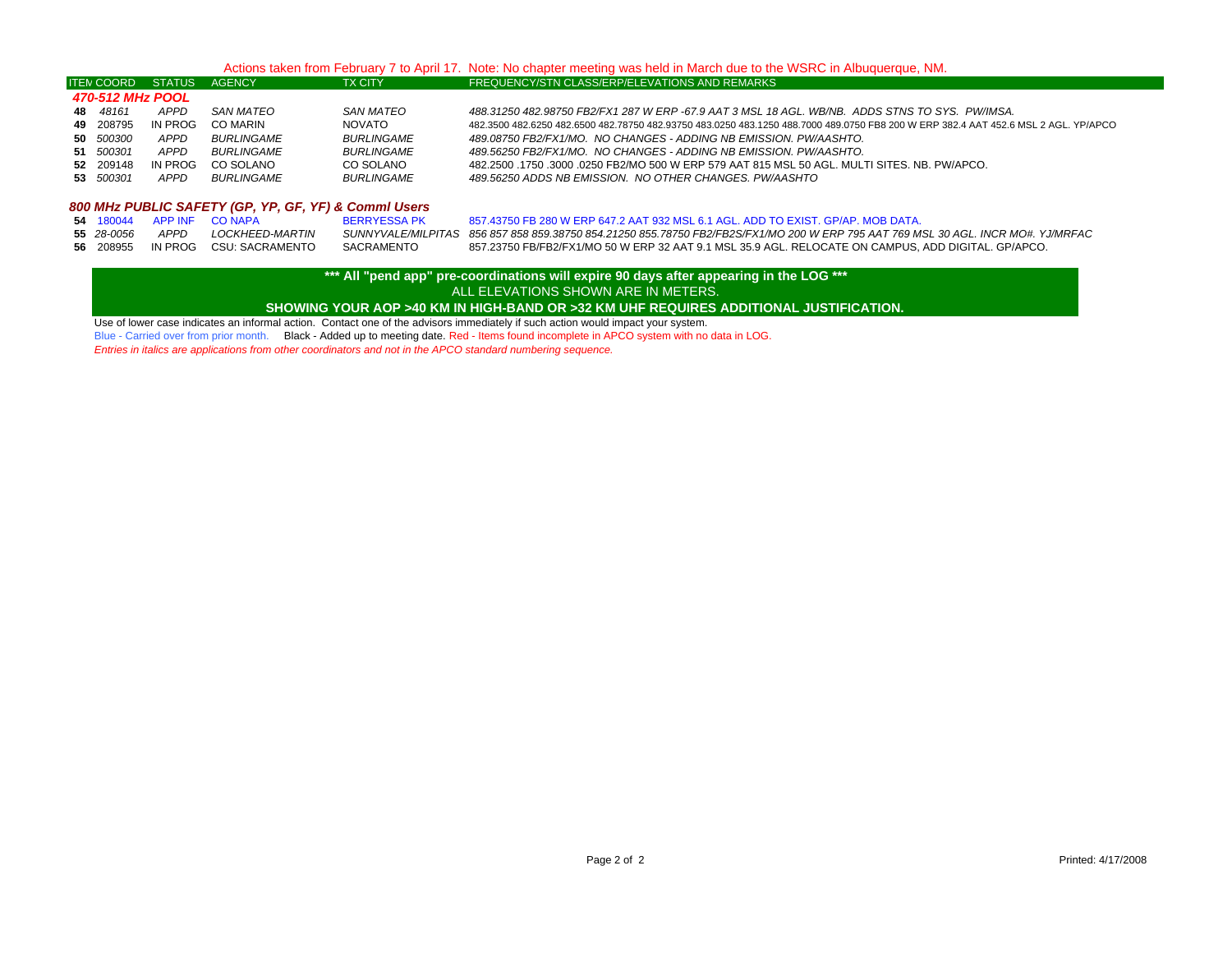Actions taken from February 7 to April 17. Note: No chapter meeting was held in March due to the WSRC in Albuquerque, NM.

| ITEM | COORD | STATUS | AGENCY | TX CITY | FREQUENCY/STN CLASS/ERP/ELEVATIONS AND REMARKS |
|---|---|---|---|---|---|
| ***470-512 MHz POOL*** | | | | | |
| **48** | *48161* | *APPD* | *SAN MATEO* | *SAN MATEO* | *488.31250 482.98750 FB2/FX1 287 W ERP -67.9 AAT 3 MSL 18 AGL. WB/NB. ADDS STNS TO SYS. PW/IMSA.* |
| **49** | 208795 | IN PROG | CO MARIN | NOVATO | 482.3500 482.6250 482.6500 482.78750 482.93750 483.0250 483.1250 488.7000 489.0750 FB8 200 W ERP 382.4 AAT 452.6 MSL 2 AGL. YP/APCO |
| **50** | *500300* | *APPD* | *BURLINGAME* | *BURLINGAME* | *489.08750 FB2/FX1/MO. NO CHANGES - ADDING NB EMISSION. PW/AASHTO.* |
| **51** | *500301* | *APPD* | *BURLINGAME* | *BURLINGAME* | *489.56250 FB2/FX1/MO. NO CHANGES - ADDING NB EMISSION. PW/AASHTO.* |
| **52** | 209148 | IN PROG | CO SOLANO | CO SOLANO | 482.2500 .1750 .3000 .0250 FB2/MO 500 W ERP 579 AAT 815 MSL 50 AGL. MULTI SITES. NB. PW/APCO. |
| **53** | *500301* | *APPD* | *BURLINGAME* | *BURLINGAME* | *489.56250 ADDS NB EMISSION. NO OTHER CHANGES. PW/AASHTO* |
| ***800 MHz PUBLIC SAFETY (GP, YP, GF, YF) & Comml Users*** | | | | | |
| **54** | 180044 | APP INF | CO NAPA | BERRYESSA PK | 857.43750 FB 280 W ERP 647.2 AAT 932 MSL 6.1 AGL. ADD TO EXIST. GP/AP. MOB DATA. |
| **55** | *28-0056* | *APPD* | *LOCKHEED-MARTIN* | *SUNNYVALE/MILPITAS* | *856 857 858 859.38750 854.21250 855.78750 FB2/FB2S/FX1/MO 200 W ERP 795 AAT 769 MSL 30 AGL. INCR MO#. YJ/MRFAC* |
| **56** | 208955 | IN PROG | CSU: SACRAMENTO | SACRAMENTO | 857.23750 FB/FB2/FX1/MO 50 W ERP 32 AAT 9.1 MSL 35.9 AGL. RELOCATE ON CAMPUS, ADD DIGITAL. GP/APCO. |

**\*\*\* All "pend app" pre-coordinations will expire 90 days after appearing in the LOG \*\*\***

ALL ELEVATIONS SHOWN ARE IN METERS.

**SHOWING YOUR AOP >40 KM IN HIGH-BAND OR >32 KM UHF REQUIRES ADDITIONAL JUSTIFICATION.**

Use of lower case indicates an informal action. Contact one of the advisors immediately if such action would impact your system.

Blue - Carried over from prior month. Black - Added up to meeting date. Red - Items found incomplete in APCO system with no data in LOG.

*Entries in italics are applications from other coordinators and not in the APCO standard numbering sequence.*

Printed: 4/17/2008